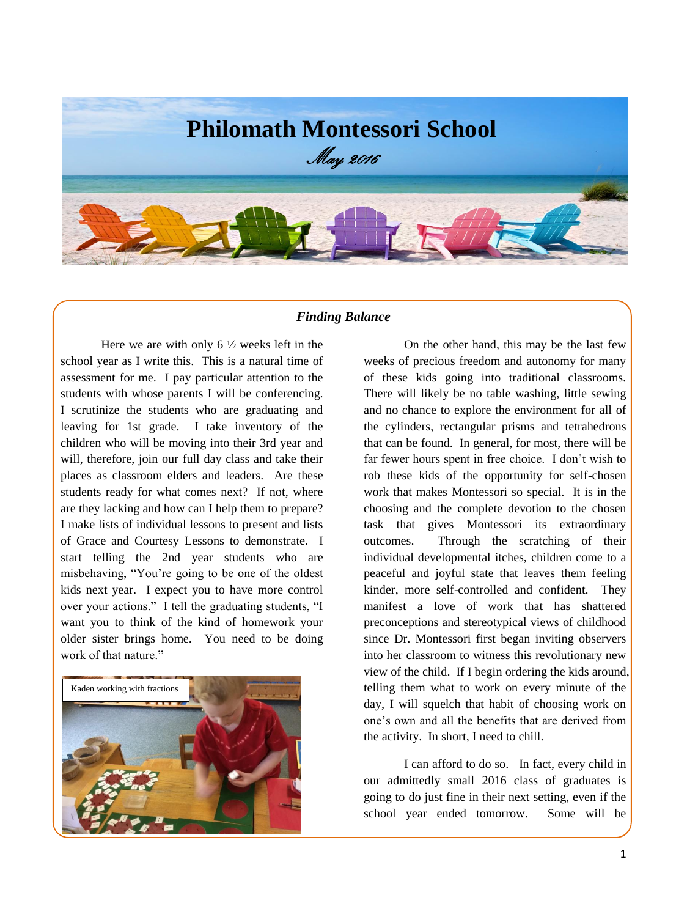# Philomath Montessori School

*May 2016*

## *Finding Balance*

Here we are with only 6 ½ weeks left in the school year as I write this. This is a natural time of assessment for me. I pay particular attention to the students with whose parents I will be conferencing. I scrutinize the students who are graduating and leaving for 1st grade. I take inventory of the children who will be moving into their 3rd year and will, therefore, join our full day class and take their places as classroom elders and leaders. Are these students ready for what comes next? If not, where are they lacking and how can I help them to prepare? I make lists of individual lessons to present and lists of Grace and Courtesy Lessons to demonstrate. I start telling the 2nd year students who are misbehaving, "You're going to be one of the oldest kids next year. I expect you to have more control over your actions." I tell the graduating students, "I want you to think of the kind of homework your older sister brings home. You need to be doing work of that nature."

Kaden working with fractions

On the other hand, this may be the last few weeks of precious freedom and autonomy for many of these kids going into traditional classrooms. There will likely be no table washing, little sewing and no chance to explore the environment for all of the cylinders, rectangular prisms and tetrahedrons that can be found. In general, for most, there will be far fewer hours spent in free choice. I don't wish to rob these kids of the opportunity for self-chosen work that makes Montessori so special. It is in the choosing and the complete devotion to the chosen task that gives Montessori its extraordinary outcomes. Through the scratching of their individual developmental itches, children come to a peaceful and joyful state that leaves them feeling kinder, more self-controlled and confident. They manifest a love of work that has shattered preconceptions and stereotypical views of childhood since Dr. Montessori first began inviting observers into her classroom to witness this revolutionary new view of the child. If I begin ordering the kids around, telling them what to work on every minute of the day, I will squelch that habit of choosing work on one's own and all the benefits that are derived from the activity. In short, I need to chill.

I can afford to do so. In fact, every child in our admittedly small 2016 class of graduates is going to do just fine in their next setting, even if the school year ended tomorrow. Some will be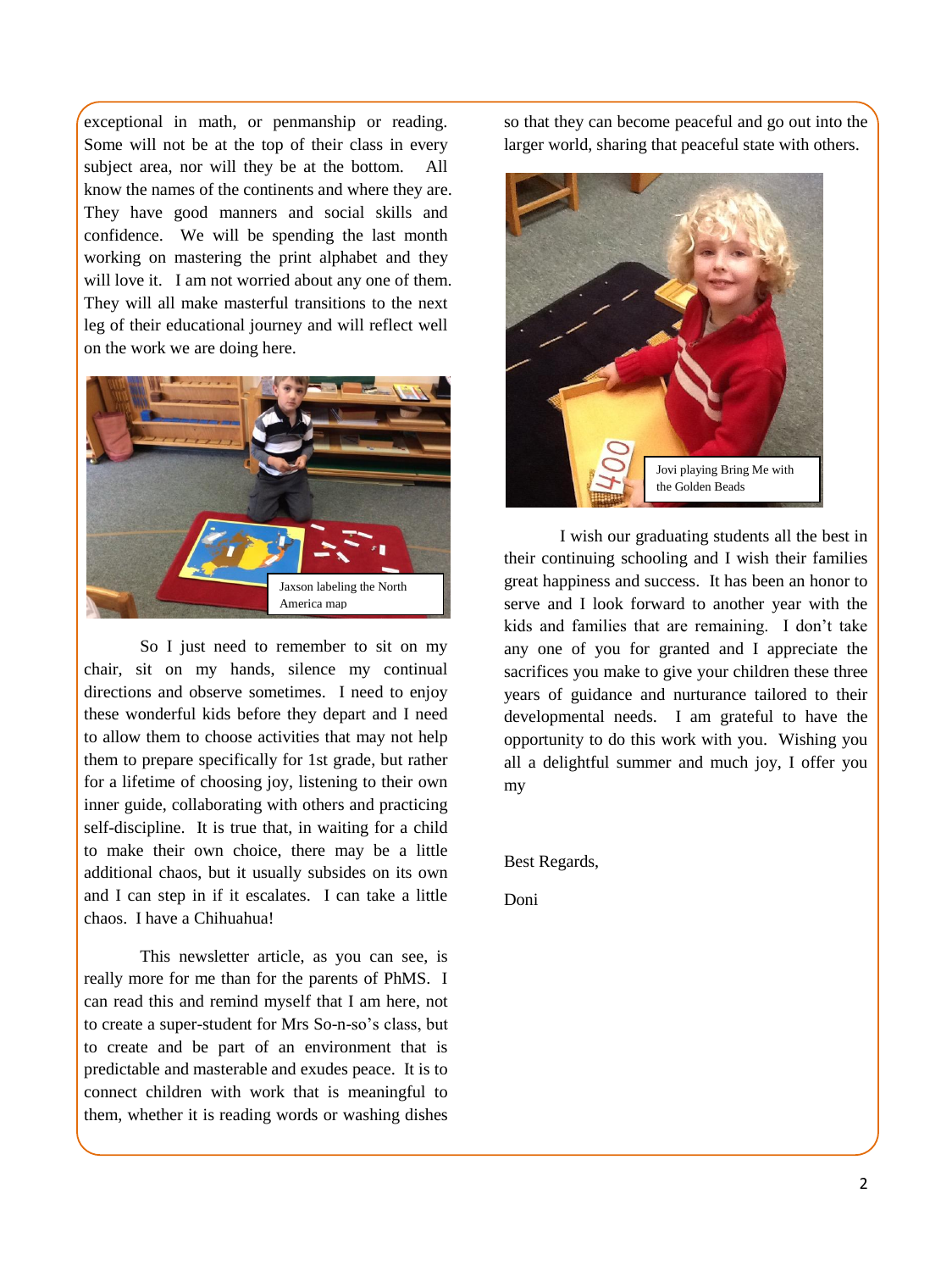exceptional in math, or penmanship or reading. Some will not be at the top of their class in every subject area, nor will they be at the bottom. All know the names of the continents and where they are. They have good manners and social skills and confidence. We will be spending the last month working on mastering the print alphabet and they will love it. I am not worried about any one of them. They will all make masterful transitions to the next leg of their educational journey and will reflect well on the work we are doing here.

Jaxson labeling the North America map

So I just need to remember to sit on my chair, sit on my hands, silence my continual directions and observe sometimes. I need to enjoy these wonderful kids before they depart and I need to allow them to choose activities that may not help them to prepare specifically for 1st grade, but rather for a lifetime of choosing joy, listening to their own inner guide, collaborating with others and practicing self-discipline. It is true that, in waiting for a child to make their own choice, there may be a little additional chaos, but it usually subsides on its own and I can step in if it escalates. I can take a little chaos. I have a Chihuahua!

This newsletter article, as you can see, is really more for me than for the parents of PhMS. I can read this and remind myself that I am here, not to create a super-student for Mrs So-n-so's class, but to create and be part of an environment that is predictable and masterable and exudes peace. It is to connect children with work that is meaningful to them, whether it is reading words or washing dishes so that they can become peaceful and go out into the larger world, sharing that peaceful state with others.

Jovi playing Bring Me with the Golden Beads

I wish our graduating students all the best in their continuing schooling and I wish their families great happiness and success. It has been an honor to serve and I look forward to another year with the kids and families that are remaining. I don't take any one of you for granted and I appreciate the sacrifices you make to give your children these three years of guidance and nurturance tailored to their developmental needs. I am grateful to have the opportunity to do this work with you. Wishing you all a delightful summer and much joy, I offer you my

Best Regards,

Doni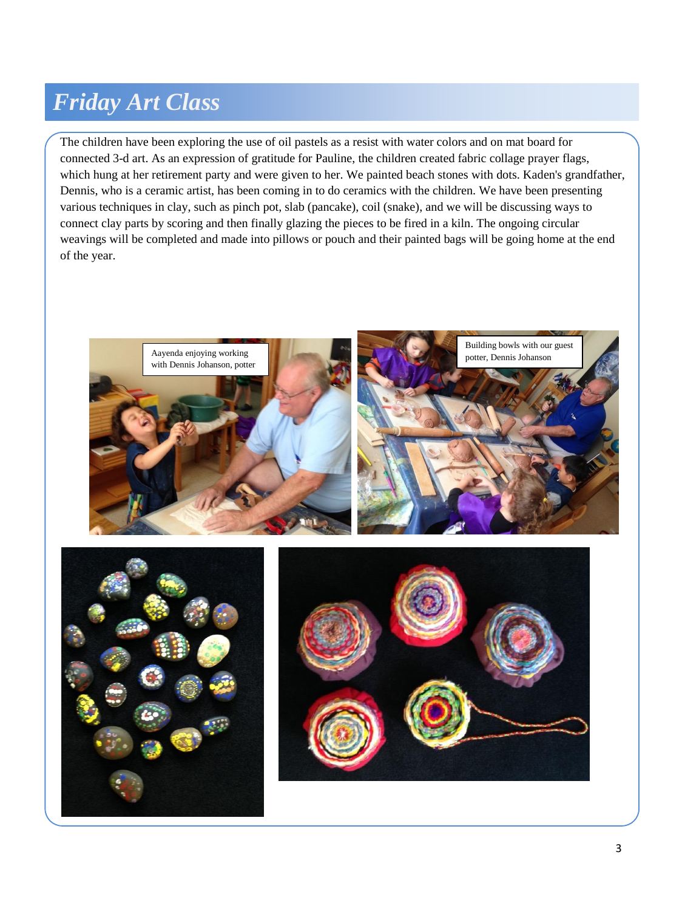# *Friday Art Class*

The children have been exploring the use of oil pastels as a resist with water colors and on mat board for connected 3-d art. As an expression of gratitude for Pauline, the children created fabric collage prayer flags, which hung at her retirement party and were given to her. We painted beach stones with dots. Kaden's grandfather, Dennis, who is a ceramic artist, has been coming in to do ceramics with the children. We have been presenting various techniques in clay, such as pinch pot, slab (pancake), coil (snake), and we will be discussing ways to connect clay parts by scoring and then finally glazing the pieces to be fired in a kiln. The ongoing circular weavings will be completed and made into pillows or pouch and their painted bags will be going home at the end of the year.

Aayenda enjoying working with Dennis Johanson, potter

Building bowls with our guest potter, Dennis Johanson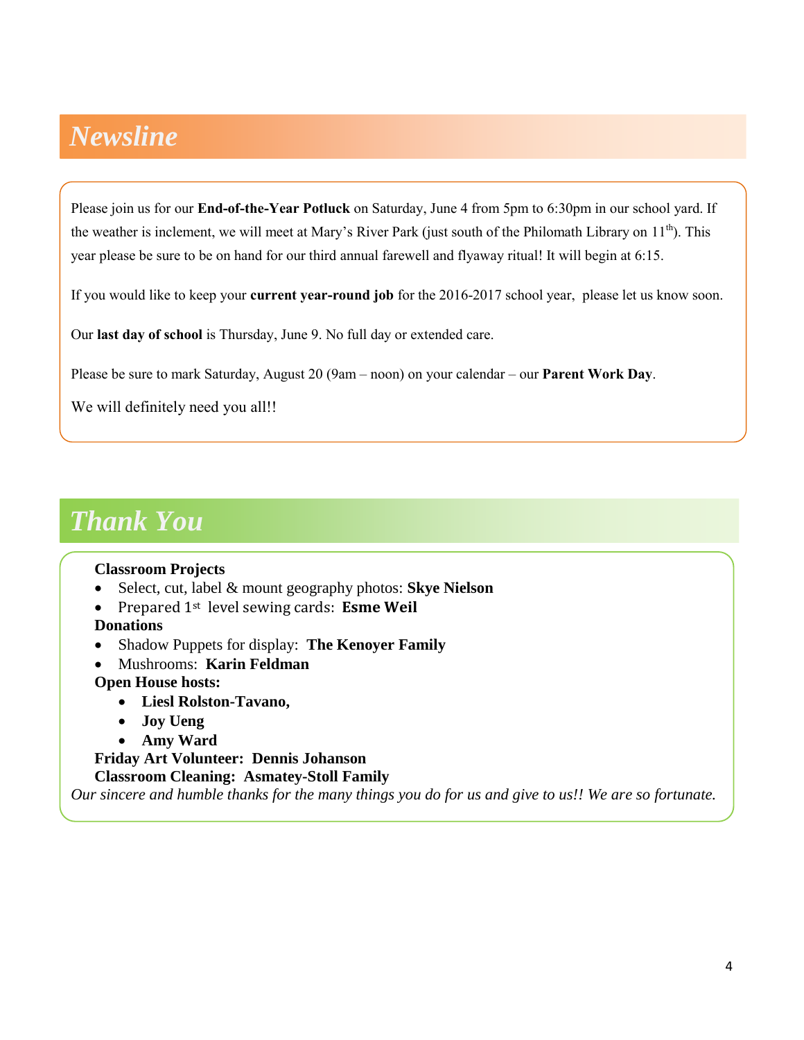# *Newsline*

Please join us for our **End-of-the-Year Potluck** on Saturday, June 4 from 5pm to 6:30pm in our school yard. If the weather is inclement, we will meet at Mary's River Park (just south of the Philomath Library on 11th). This year please be sure to be on hand for our third annual farewell and flyaway ritual! It will begin at 6:15.

If you would like to keep your **current year-round job** for the 2016-2017 school year, please let us know soon.

Our **last day of school** is Thursday, June 9. No full day or extended care.

Please be sure to mark Saturday, August 20 (9am – noon) on your calendar – our **Parent Work Day**.

We will definitely need you all!!

# *Thank You*

**Classroom Projects**

- Select, cut, label & mount geography photos: **Skye Nielson**
- Prepared 1st level sewing cards: **Esme Weil**

**Donations**

- Shadow Puppets for display: **The Kenoyer Family**
- Mushrooms: **Karin Feldman**

**Open House hosts:**

- **Liesl Rolston-Tavano,**
- **Joy Ueng**
- **Amy Ward**

**Friday Art Volunteer: Dennis Johanson**

**Classroom Cleaning: Asmatey-Stoll Family**

*Our sincere and humble thanks for the many things you do for us and give to us!! We are so fortunate.*